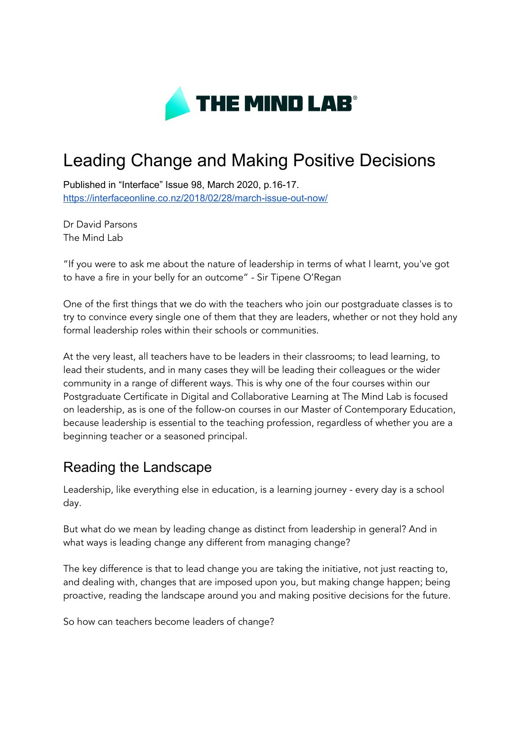# Leading Change and Making Positive Decisions

Published in "Interface" Issue 98, March 2020, p.16-17.
https://interfaceonline.co.nz/2018/02/28/march-issue-out-now/

Dr David Parsons
The Mind Lab

"If you were to ask me about the nature of leadership in terms of what I learnt, you've got to have a fire in your belly for an outcome" - Sir Tipene O'Regan

One of the first things that we do with the teachers who join our postgraduate classes is to try to convince every single one of them that they are leaders, whether or not they hold any formal leadership roles within their schools or communities.

At the very least, all teachers have to be leaders in their classrooms; to lead learning, to lead their students, and in many cases they will be leading their colleagues or the wider community in a range of different ways. This is why one of the four courses within our Postgraduate Certificate in Digital and Collaborative Learning at The Mind Lab is focused on leadership, as is one of the follow-on courses in our Master of Contemporary Education, because leadership is essential to the teaching profession, regardless of whether you are a beginning teacher or a seasoned principal.

## Reading the Landscape

Leadership, like everything else in education, is a learning journey - every day is a school day.

But what do we mean by leading change as distinct from leadership in general? And in what ways is leading change any different from managing change?

The key difference is that to lead change you are taking the initiative, not just reacting to, and dealing with, changes that are imposed upon you, but making change happen; being proactive, reading the landscape around you and making positive decisions for the future.

So how can teachers become leaders of change?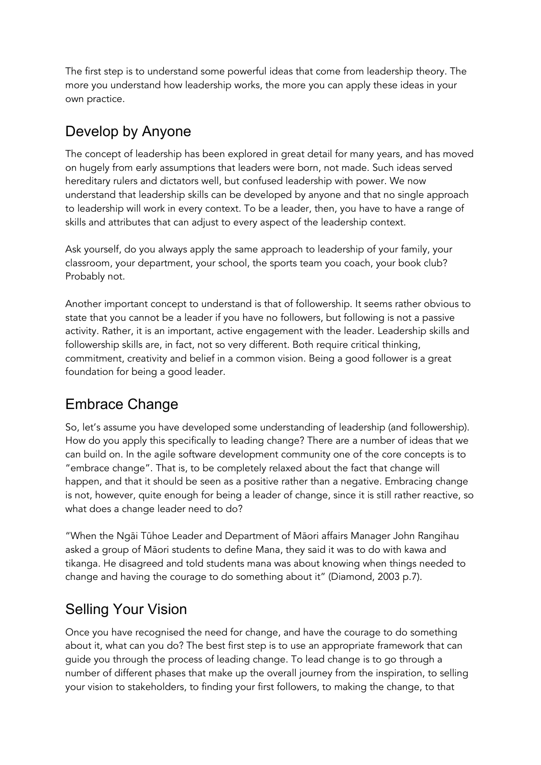The first step is to understand some powerful ideas that come from leadership theory. The more you understand how leadership works, the more you can apply these ideas in your own practice.

## Develop by Anyone

The concept of leadership has been explored in great detail for many years, and has moved on hugely from early assumptions that leaders were born, not made. Such ideas served hereditary rulers and dictators well, but confused leadership with power. We now understand that leadership skills can be developed by anyone and that no single approach to leadership will work in every context. To be a leader, then, you have to have a range of skills and attributes that can adjust to every aspect of the leadership context.

Ask yourself, do you always apply the same approach to leadership of your family, your classroom, your department, your school, the sports team you coach, your book club? Probably not.

Another important concept to understand is that of followership. It seems rather obvious to state that you cannot be a leader if you have no followers, but following is not a passive activity. Rather, it is an important, active engagement with the leader. Leadership skills and followership skills are, in fact, not so very different. Both require critical thinking, commitment, creativity and belief in a common vision. Being a good follower is a great foundation for being a good leader.

## Embrace Change

So, let's assume you have developed some understanding of leadership (and followership). How do you apply this specifically to leading change? There are a number of ideas that we can build on. In the agile software development community one of the core concepts is to "embrace change". That is, to be completely relaxed about the fact that change will happen, and that it should be seen as a positive rather than a negative. Embracing change is not, however, quite enough for being a leader of change, since it is still rather reactive, so what does a change leader need to do?

"When the Ngāi Tūhoe Leader and Department of Māori affairs Manager John Rangihau asked a group of Māori students to define Mana, they said it was to do with kawa and tikanga. He disagreed and told students mana was about knowing when things needed to change and having the courage to do something about it" (Diamond, 2003 p.7).

## Selling Your Vision

Once you have recognised the need for change, and have the courage to do something about it, what can you do? The best first step is to use an appropriate framework that can guide you through the process of leading change. To lead change is to go through a number of different phases that make up the overall journey from the inspiration, to selling your vision to stakeholders, to finding your first followers, to making the change, to that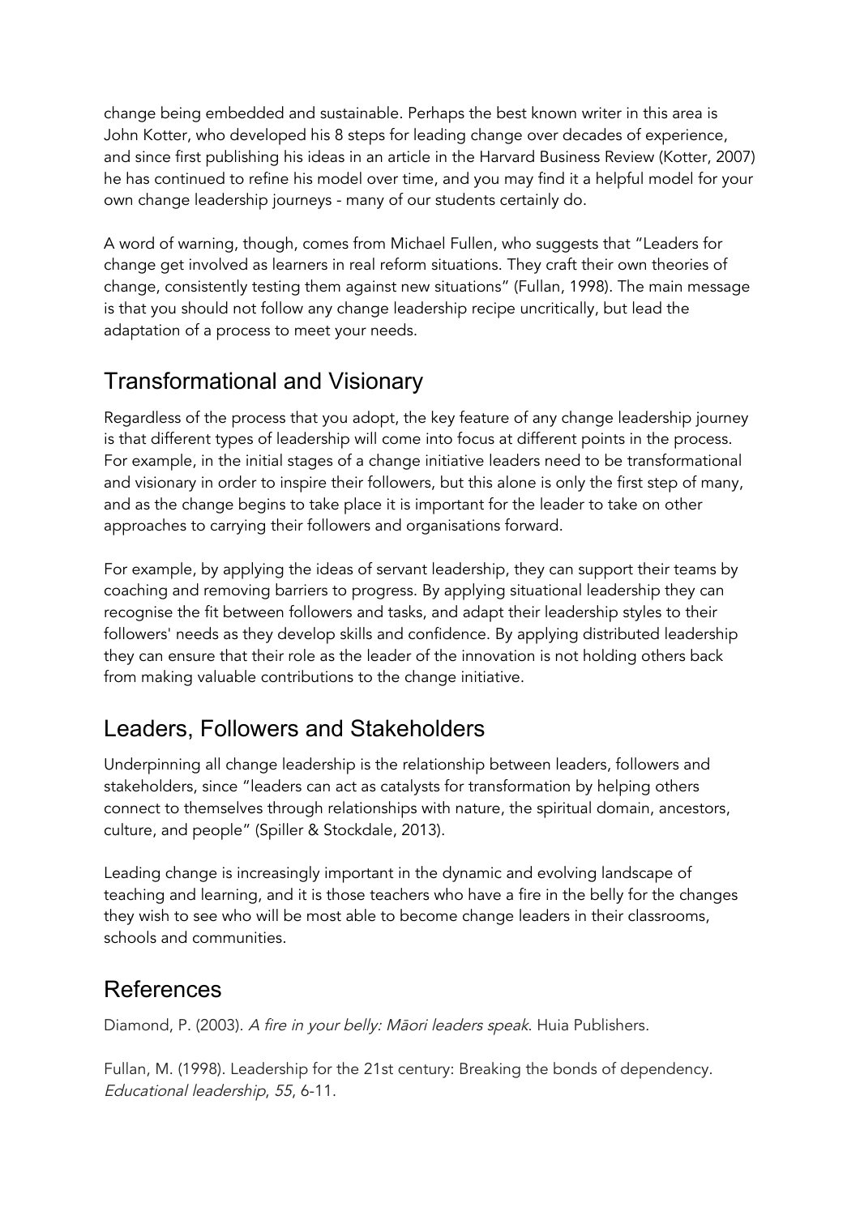change being embedded and sustainable. Perhaps the best known writer in this area is John Kotter, who developed his 8 steps for leading change over decades of experience, and since first publishing his ideas in an article in the Harvard Business Review (Kotter, 2007) he has continued to refine his model over time, and you may find it a helpful model for your own change leadership journeys - many of our students certainly do.

A word of warning, though, comes from Michael Fullen, who suggests that "Leaders for change get involved as learners in real reform situations. They craft their own theories of change, consistently testing them against new situations" (Fullan, 1998). The main message is that you should not follow any change leadership recipe uncritically, but lead the adaptation of a process to meet your needs.

## Transformational and Visionary

Regardless of the process that you adopt, the key feature of any change leadership journey is that different types of leadership will come into focus at different points in the process. For example, in the initial stages of a change initiative leaders need to be transformational and visionary in order to inspire their followers, but this alone is only the first step of many, and as the change begins to take place it is important for the leader to take on other approaches to carrying their followers and organisations forward.

For example, by applying the ideas of servant leadership, they can support their teams by coaching and removing barriers to progress. By applying situational leadership they can recognise the fit between followers and tasks, and adapt their leadership styles to their followers' needs as they develop skills and confidence. By applying distributed leadership they can ensure that their role as the leader of the innovation is not holding others back from making valuable contributions to the change initiative.

## Leaders, Followers and Stakeholders

Underpinning all change leadership is the relationship between leaders, followers and stakeholders, since "leaders can act as catalysts for transformation by helping others connect to themselves through relationships with nature, the spiritual domain, ancestors, culture, and people" (Spiller & Stockdale, 2013).

Leading change is increasingly important in the dynamic and evolving landscape of teaching and learning, and it is those teachers who have a fire in the belly for the changes they wish to see who will be most able to become change leaders in their classrooms, schools and communities.

## References

Diamond, P. (2003). *A fire in your belly: Māori leaders speak.* Huia Publishers.

Fullan, M. (1998). Leadership for the 21st century: Breaking the bonds of dependency. *Educational leadership*, *55*, 6-11.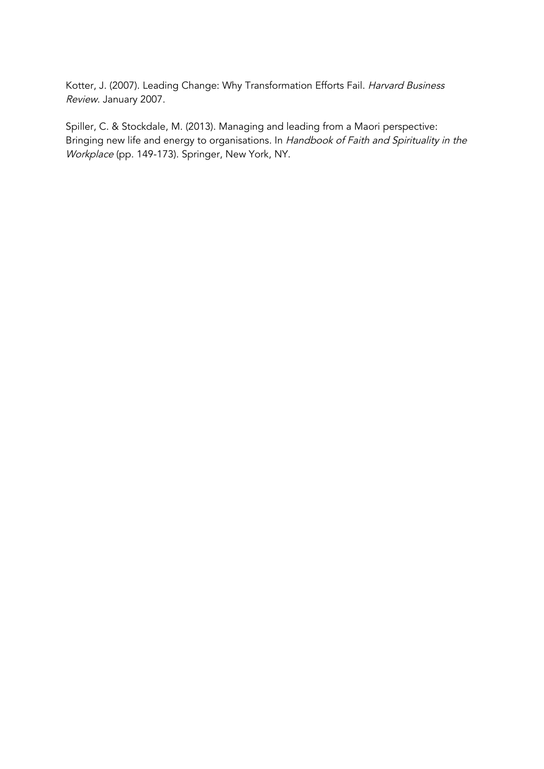Kotter, J. (2007). Leading Change: Why Transformation Efforts Fail. *Harvard Business Review*. January 2007.

Spiller, C. & Stockdale, M. (2013). Managing and leading from a Maori perspective: Bringing new life and energy to organisations. In *Handbook of Faith and Spirituality in the Workplace* (pp. 149-173). Springer, New York, NY.